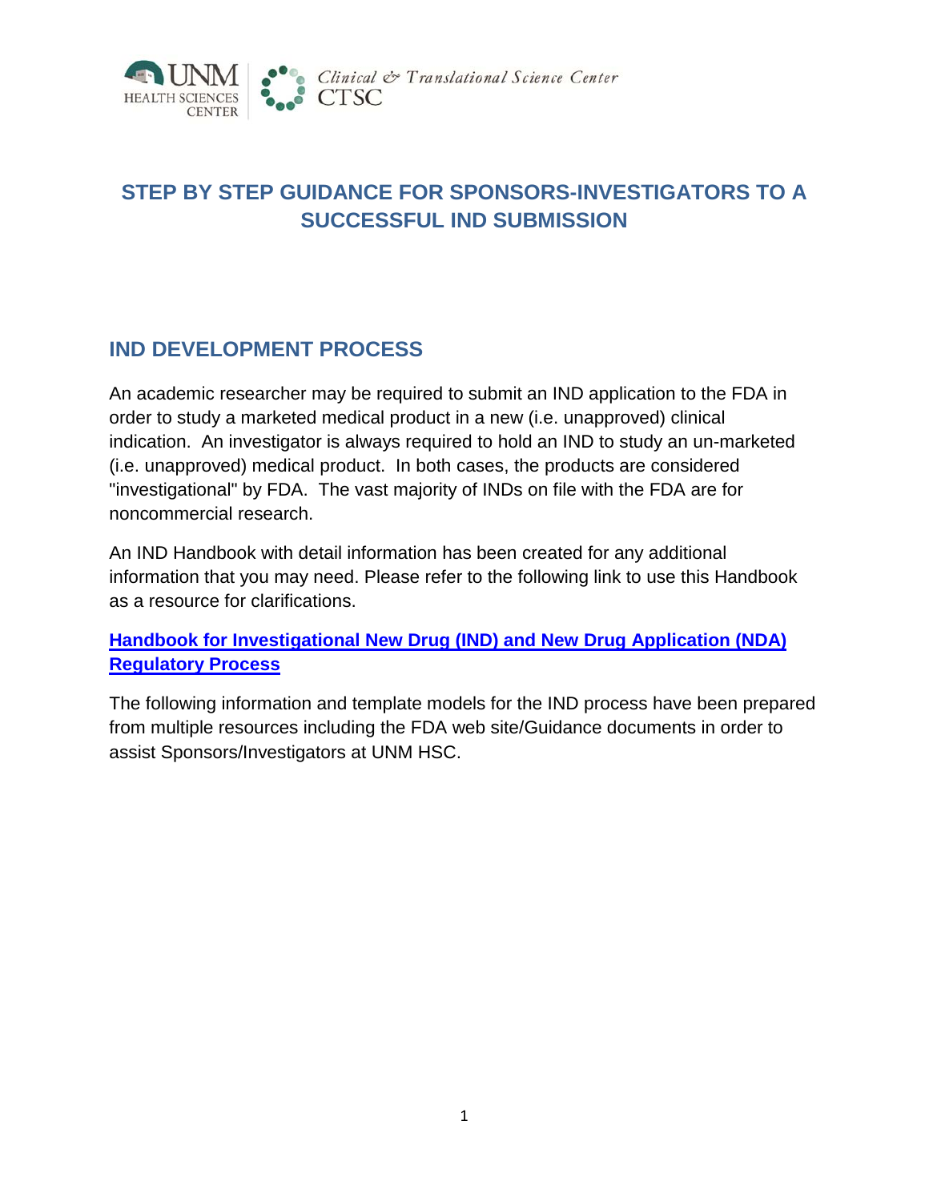# STEP BY STEP GUIDANCE FOR SPONSORS-INVESTIGATORS TO A SUCCESSFUL IND SUBMISSION

## IND DEVELOPMENT PROCESS

An academic researcher may be required to submit an IND application to the FDA in order to study a marketed medical product in a new (i.e. unapproved) clinical indication. An investigator is always required to hold an IND to study an un-marketed (i.e. unapproved) medical product. In both cases, the products are considered "investigational" by FDA. The vast majority of INDs on file with the FDA are for noncommercial research.

An IND Handbook with detail information has been created for any additional information that you may need. Please refer to the following link to use this Handbook as a resource for clarifications.

**Handbook for Investigational New Drug (IND) and New Drug Application (NDA) Regulatory Process**

The following information and template models for the IND process have been prepared from multiple resources including the FDA web site/Guidance documents in order to assist Sponsors/Investigators at UNM HSC.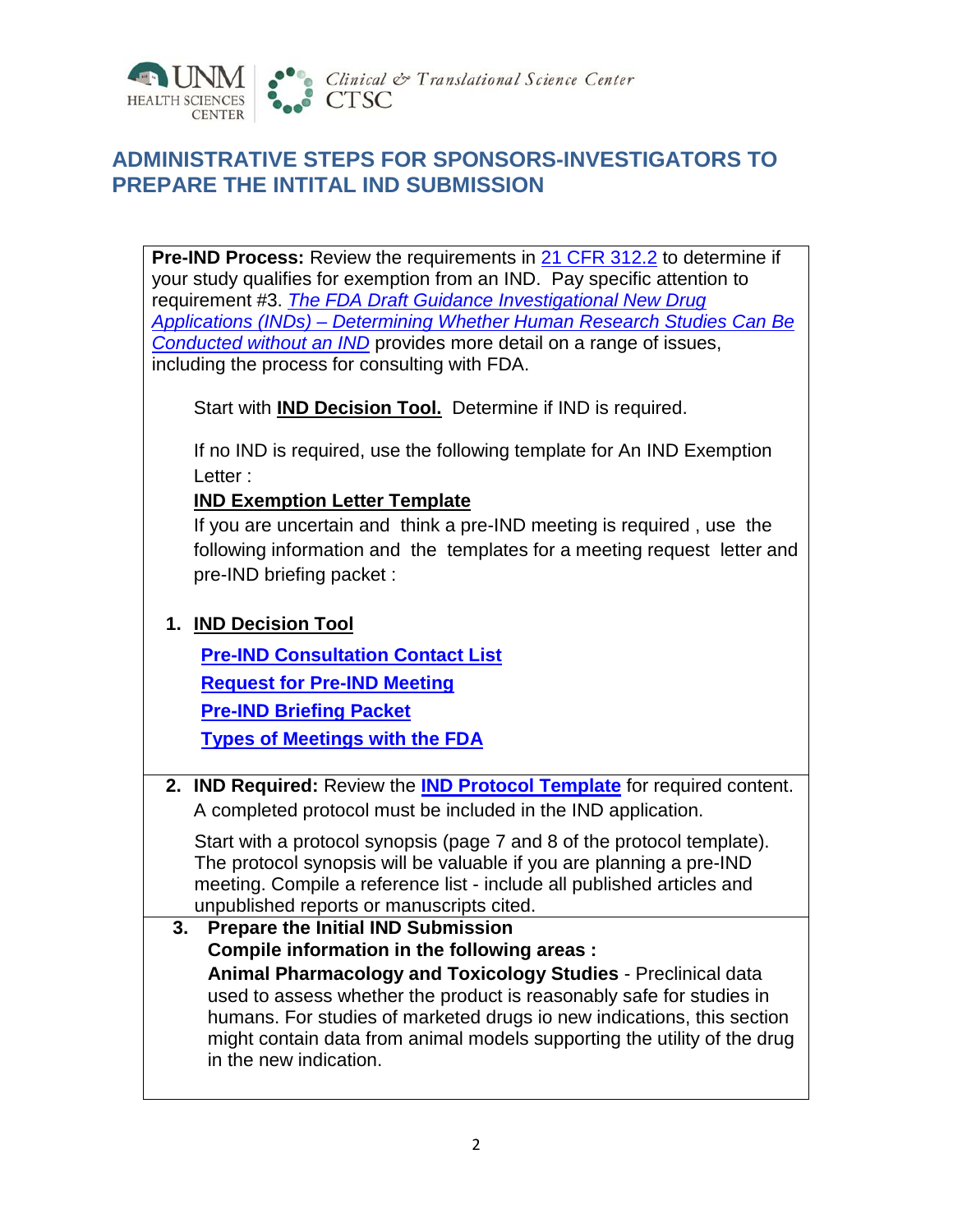## ADMINISTRATIVE STEPS FOR SPONSORS-INVESTIGATORS TO PREPARE THE INTITAL IND SUBMISSION

**Pre-IND Process:** Review the requirements in 21 CFR 312.2 to determine if your study qualifies for exemption from an IND. Pay specific attention to requirement #3. *The FDA Draft Guidance Investigational New Drug Applications (INDs) – Determining Whether Human Research Studies Can Be Conducted without an IND* provides more detail on a range of issues, including the process for consulting with FDA.

Start with **IND Decision Tool.** Determine if IND is required.

If no IND is required, use the following template for An IND Exemption Letter :

**IND Exemption Letter Template**

If you are uncertain and think a pre-IND meeting is required , use the following information and the templates for a meeting request letter and pre-IND briefing packet :

1. **IND Decision Tool**

   **Pre-IND Consultation Contact List**

   **Request for Pre-IND Meeting**

   **Pre-IND Briefing Packet**

   **Types of Meetings with the FDA**

2. **IND Required:** Review the **IND Protocol Template** for required content. A completed protocol must be included in the IND application.

   Start with a protocol synopsis (page 7 and 8 of the protocol template). The protocol synopsis will be valuable if you are planning a pre-IND meeting. Compile a reference list - include all published articles and unpublished reports or manuscripts cited.

3. **Prepare the Initial IND Submission**

   **Compile information in the following areas :**

   **Animal Pharmacology and Toxicology Studies** - Preclinical data used to assess whether the product is reasonably safe for studies in humans. For studies of marketed drugs io new indications, this section might contain data from animal models supporting the utility of the drug in the new indication.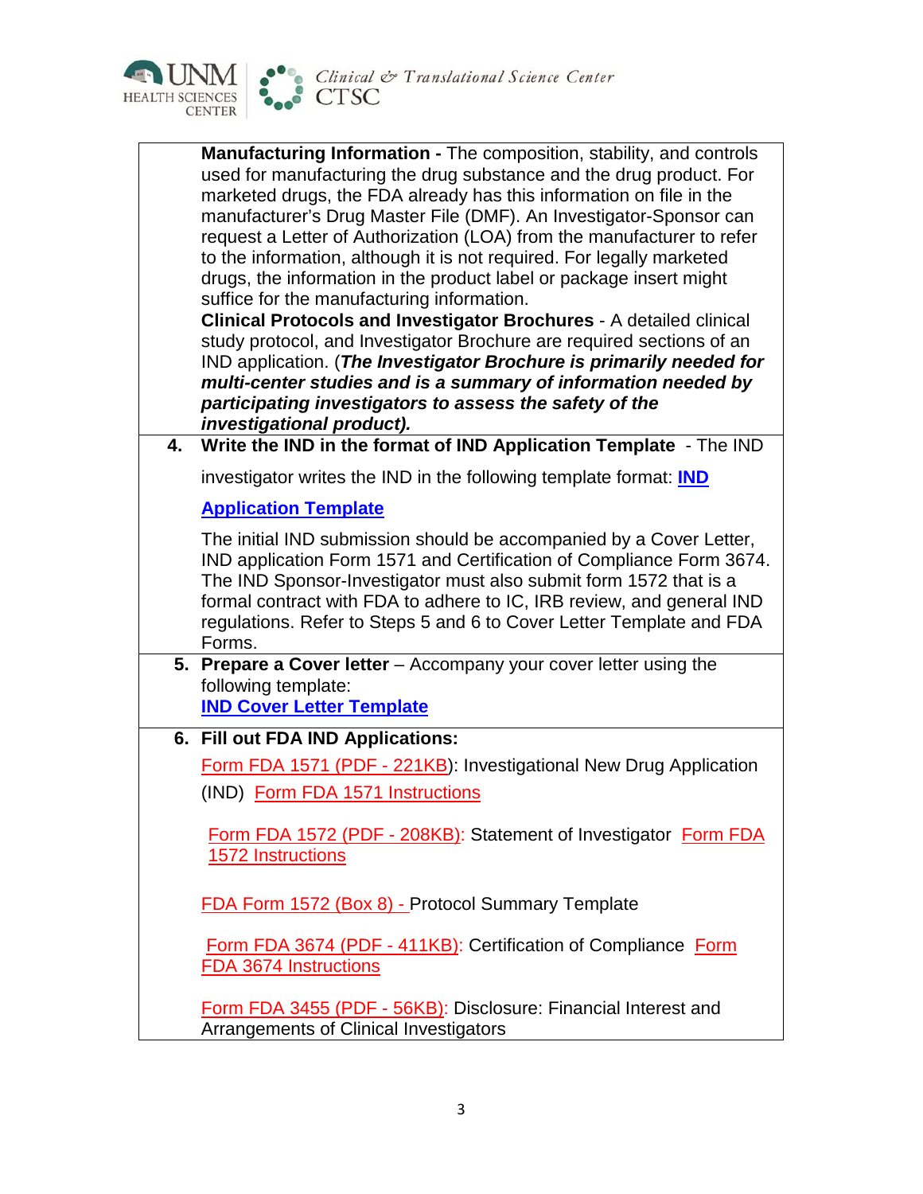**Manufacturing Information -** The composition, stability, and controls used for manufacturing the drug substance and the drug product. For marketed drugs, the FDA already has this information on file in the manufacturer's Drug Master File (DMF). An Investigator-Sponsor can request a Letter of Authorization (LOA) from the manufacturer to refer to the information, although it is not required. For legally marketed drugs, the information in the product label or package insert might suffice for the manufacturing information.

**Clinical Protocols and Investigator Brochures** - A detailed clinical study protocol, and Investigator Brochure are required sections of an IND application. (***The Investigator Brochure is primarily needed for multi-center studies and is a summary of information needed by participating investigators to assess the safety of the investigational product).***

4. **Write the IND in the format of IND Application Template** - The IND investigator writes the IND in the following template format: **IND Application Template**

   The initial IND submission should be accompanied by a Cover Letter, IND application Form 1571 and Certification of Compliance Form 3674. The IND Sponsor-Investigator must also submit form 1572 that is a formal contract with FDA to adhere to IC, IRB review, and general IND regulations. Refer to Steps 5 and 6 to Cover Letter Template and FDA Forms.

5. **Prepare a Cover letter** – Accompany your cover letter using the following template:
   **IND Cover Letter Template**

6. **Fill out FDA IND Applications:**

   Form FDA 1571 (PDF - 221KB): Investigational New Drug Application (IND) Form FDA 1571 Instructions

   Form FDA 1572 (PDF - 208KB): Statement of Investigator Form FDA 1572 Instructions

   FDA Form 1572 (Box 8) - Protocol Summary Template

   Form FDA 3674 (PDF - 411KB): Certification of Compliance Form FDA 3674 Instructions

   Form FDA 3455 (PDF - 56KB): Disclosure: Financial Interest and Arrangements of Clinical Investigators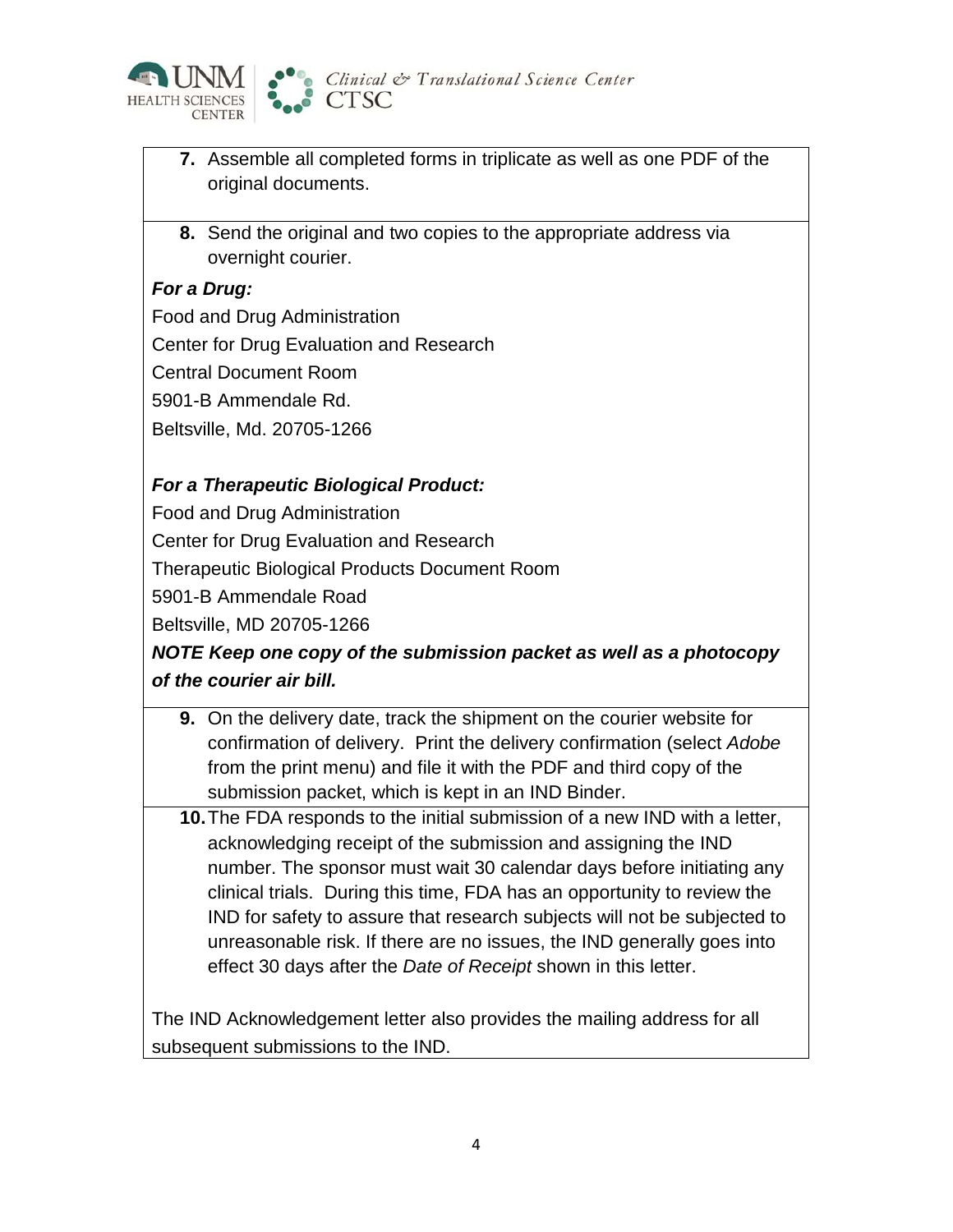7. Assemble all completed forms in triplicate as well as one PDF of the original documents.

8. Send the original and two copies to the appropriate address via overnight courier.

***For a Drug:***

Food and Drug Administration
Center for Drug Evaluation and Research
Central Document Room
5901-B Ammendale Rd.
Beltsville, Md. 20705-1266

***For a Therapeutic Biological Product:***

Food and Drug Administration
Center for Drug Evaluation and Research
Therapeutic Biological Products Document Room
5901-B Ammendale Road
Beltsville, MD 20705-1266

***NOTE Keep one copy of the submission packet as well as a photocopy of the courier air bill.***

9. On the delivery date, track the shipment on the courier website for confirmation of delivery. Print the delivery confirmation (select *Adobe* from the print menu) and file it with the PDF and third copy of the submission packet, which is kept in an IND Binder.

10. The FDA responds to the initial submission of a new IND with a letter, acknowledging receipt of the submission and assigning the IND number. The sponsor must wait 30 calendar days before initiating any clinical trials. During this time, FDA has an opportunity to review the IND for safety to assure that research subjects will not be subjected to unreasonable risk. If there are no issues, the IND generally goes into effect 30 days after the *Date of Receipt* shown in this letter.

The IND Acknowledgement letter also provides the mailing address for all subsequent submissions to the IND.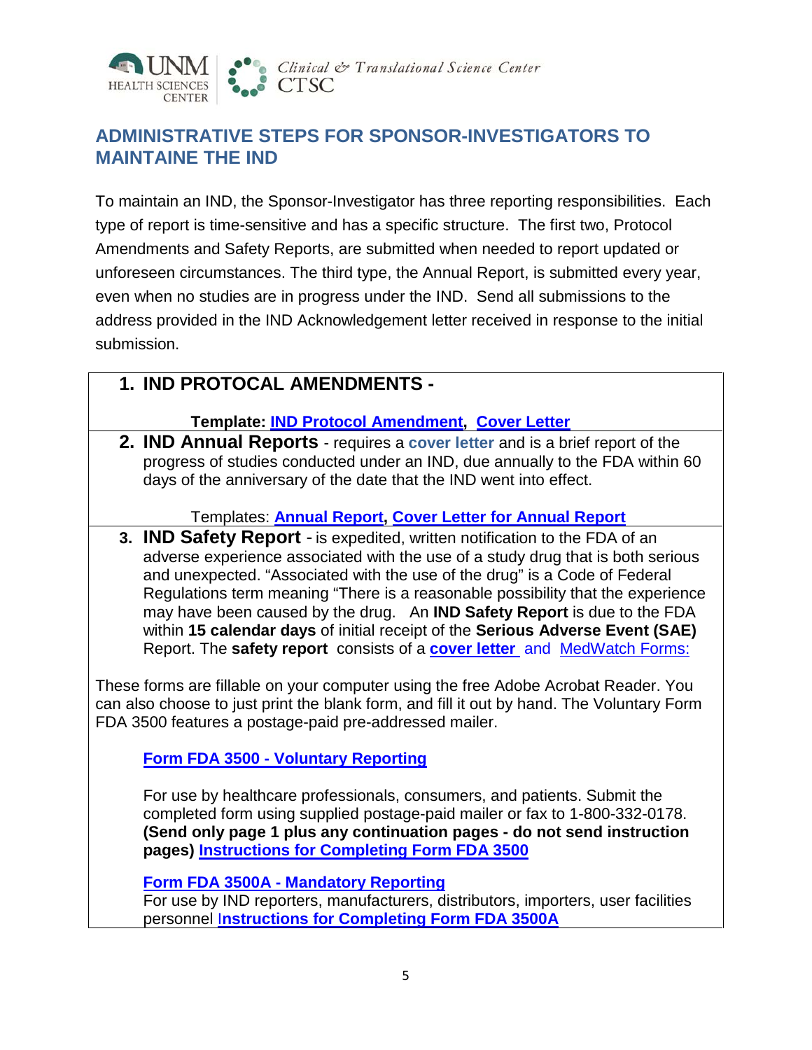## ADMINISTRATIVE STEPS FOR SPONSOR-INVESTIGATORS TO MAINTAINE THE IND

To maintain an IND, the Sponsor-Investigator has three reporting responsibilities. Each type of report is time-sensitive and has a specific structure. The first two, Protocol Amendments and Safety Reports, are submitted when needed to report updated or unforeseen circumstances. The third type, the Annual Report, is submitted every year, even when no studies are in progress under the IND. Send all submissions to the address provided in the IND Acknowledgement letter received in response to the initial submission.

1. **IND PROTOCAL AMENDMENTS -**

   **Template: IND Protocol Amendment, Cover Letter**

2. **IND Annual Reports** - requires a **cover letter** and is a brief report of the progress of studies conducted under an IND, due annually to the FDA within 60 days of the anniversary of the date that the IND went into effect.

   Templates: **Annual Report, Cover Letter for Annual Report**

3. **IND Safety Report** - is expedited, written notification to the FDA of an adverse experience associated with the use of a study drug that is both serious and unexpected. "Associated with the use of the drug" is a Code of Federal Regulations term meaning "There is a reasonable possibility that the experience may have been caused by the drug. An **IND Safety Report** is due to the FDA within **15 calendar days** of initial receipt of the **Serious Adverse Event (SAE)** Report. The **safety report** consists of a **cover letter** and MedWatch Forms:

These forms are fillable on your computer using the free Adobe Acrobat Reader. You can also choose to just print the blank form, and fill it out by hand. The Voluntary Form FDA 3500 features a postage-paid pre-addressed mailer.

**Form FDA 3500 - Voluntary Reporting**

For use by healthcare professionals, consumers, and patients. Submit the completed form using supplied postage-paid mailer or fax to 1-800-332-0178. **(Send only page 1 plus any continuation pages - do not send instruction pages) Instructions for Completing Form FDA 3500**

**Form FDA 3500A - Mandatory Reporting**
For use by IND reporters, manufacturers, distributors, importers, user facilities personnel **Instructions for Completing Form FDA 3500A**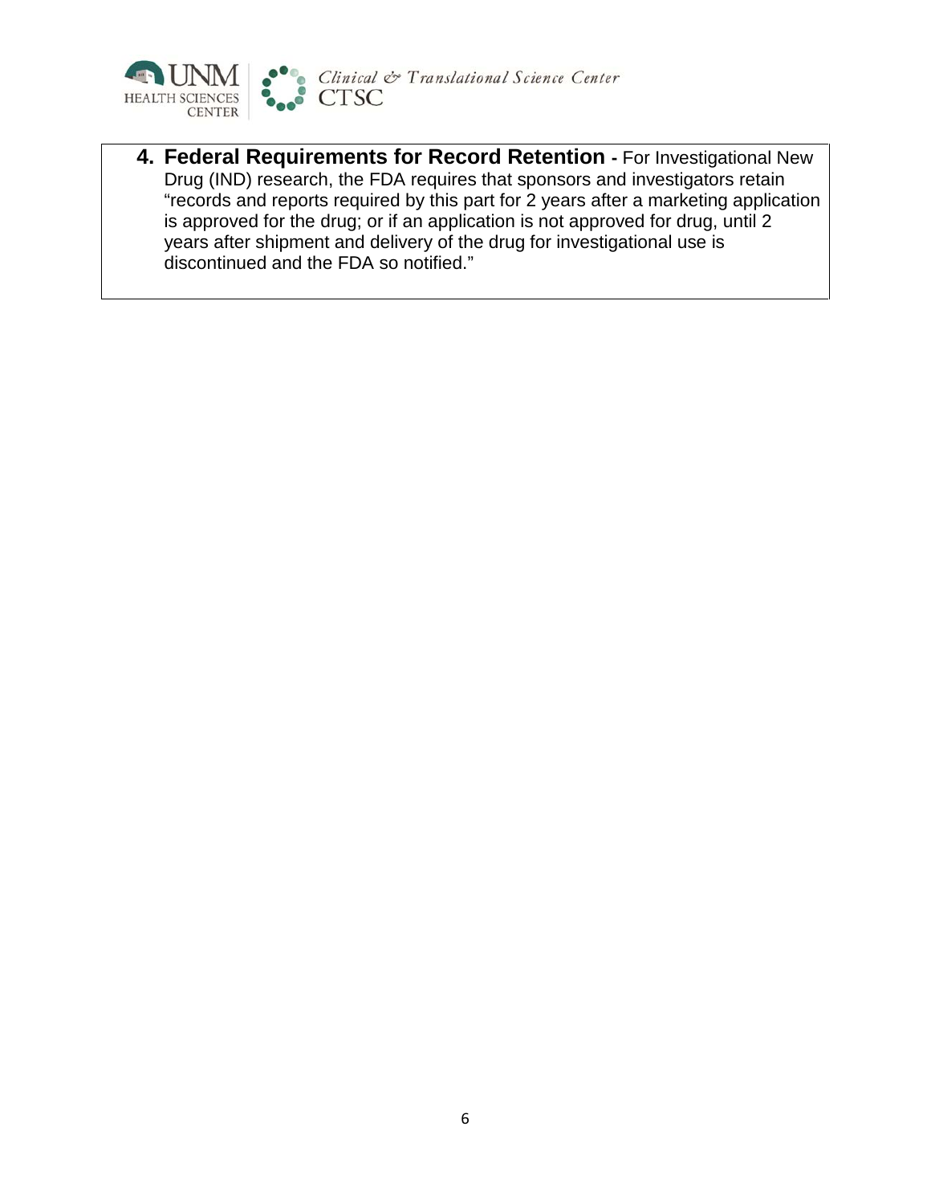4. **Federal Requirements for Record Retention -** For Investigational New Drug (IND) research, the FDA requires that sponsors and investigators retain "records and reports required by this part for 2 years after a marketing application is approved for the drug; or if an application is not approved for drug, until 2 years after shipment and delivery of the drug for investigational use is discontinued and the FDA so notified."